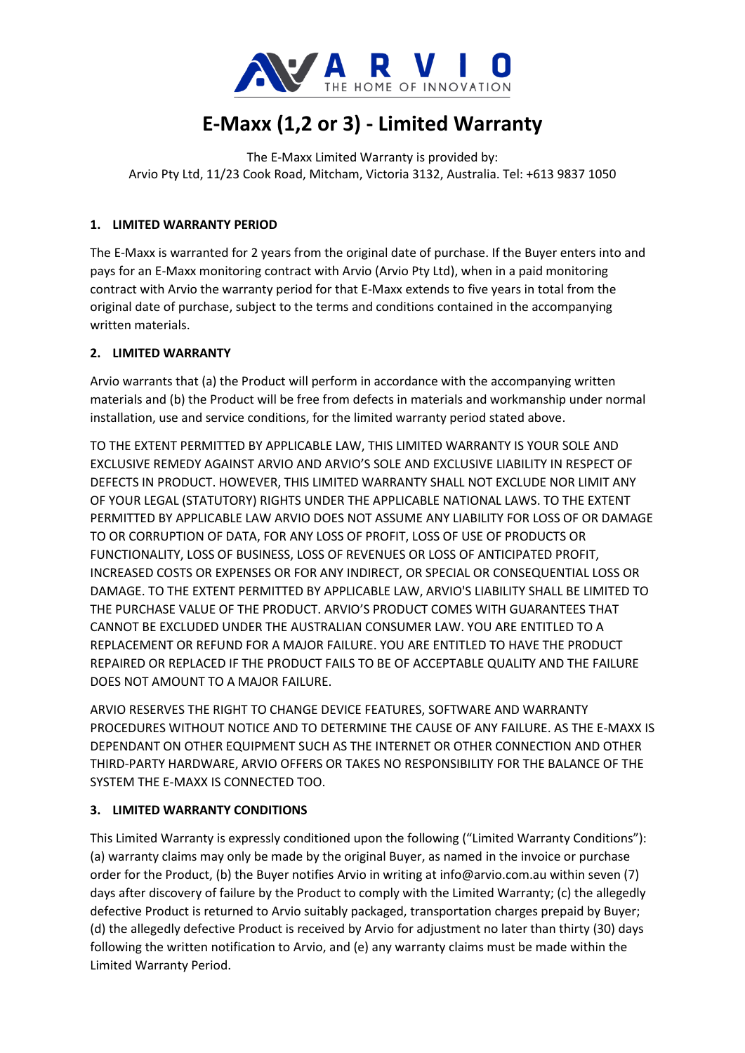ARVIO
THE HOME OF INNOVATION

# E-Maxx (1,2 or 3) - Limited Warranty

The E-Maxx Limited Warranty is provided by:
Arvio Pty Ltd, 11/23 Cook Road, Mitcham, Victoria 3132, Australia. Tel: +613 9837 1050

## 1. LIMITED WARRANTY PERIOD

The E-Maxx is warranted for 2 years from the original date of purchase. If the Buyer enters into and pays for an E-Maxx monitoring contract with Arvio (Arvio Pty Ltd), when in a paid monitoring contract with Arvio the warranty period for that E-Maxx extends to five years in total from the original date of purchase, subject to the terms and conditions contained in the accompanying written materials.

## 2. LIMITED WARRANTY

Arvio warrants that (a) the Product will perform in accordance with the accompanying written materials and (b) the Product will be free from defects in materials and workmanship under normal installation, use and service conditions, for the limited warranty period stated above.

TO THE EXTENT PERMITTED BY APPLICABLE LAW, THIS LIMITED WARRANTY IS YOUR SOLE AND EXCLUSIVE REMEDY AGAINST ARVIO AND ARVIO'S SOLE AND EXCLUSIVE LIABILITY IN RESPECT OF DEFECTS IN PRODUCT. HOWEVER, THIS LIMITED WARRANTY SHALL NOT EXCLUDE NOR LIMIT ANY OF YOUR LEGAL (STATUTORY) RIGHTS UNDER THE APPLICABLE NATIONAL LAWS. TO THE EXTENT PERMITTED BY APPLICABLE LAW ARVIO DOES NOT ASSUME ANY LIABILITY FOR LOSS OF OR DAMAGE TO OR CORRUPTION OF DATA, FOR ANY LOSS OF PROFIT, LOSS OF USE OF PRODUCTS OR FUNCTIONALITY, LOSS OF BUSINESS, LOSS OF REVENUES OR LOSS OF ANTICIPATED PROFIT, INCREASED COSTS OR EXPENSES OR FOR ANY INDIRECT, OR SPECIAL OR CONSEQUENTIAL LOSS OR DAMAGE. TO THE EXTENT PERMITTED BY APPLICABLE LAW, ARVIO'S LIABILITY SHALL BE LIMITED TO THE PURCHASE VALUE OF THE PRODUCT. ARVIO'S PRODUCT COMES WITH GUARANTEES THAT CANNOT BE EXCLUDED UNDER THE AUSTRALIAN CONSUMER LAW. YOU ARE ENTITLED TO A REPLACEMENT OR REFUND FOR A MAJOR FAILURE. YOU ARE ENTITLED TO HAVE THE PRODUCT REPAIRED OR REPLACED IF THE PRODUCT FAILS TO BE OF ACCEPTABLE QUALITY AND THE FAILURE DOES NOT AMOUNT TO A MAJOR FAILURE.

ARVIO RESERVES THE RIGHT TO CHANGE DEVICE FEATURES, SOFTWARE AND WARRANTY PROCEDURES WITHOUT NOTICE AND TO DETERMINE THE CAUSE OF ANY FAILURE. AS THE E-MAXX IS DEPENDANT ON OTHER EQUIPMENT SUCH AS THE INTERNET OR OTHER CONNECTION AND OTHER THIRD-PARTY HARDWARE, ARVIO OFFERS OR TAKES NO RESPONSIBILITY FOR THE BALANCE OF THE SYSTEM THE E-MAXX IS CONNECTED TOO.

## 3. LIMITED WARRANTY CONDITIONS

This Limited Warranty is expressly conditioned upon the following ("Limited Warranty Conditions"): (a) warranty claims may only be made by the original Buyer, as named in the invoice or purchase order for the Product, (b) the Buyer notifies Arvio in writing at info@arvio.com.au within seven (7) days after discovery of failure by the Product to comply with the Limited Warranty; (c) the allegedly defective Product is returned to Arvio suitably packaged, transportation charges prepaid by Buyer; (d) the allegedly defective Product is received by Arvio for adjustment no later than thirty (30) days following the written notification to Arvio, and (e) any warranty claims must be made within the Limited Warranty Period.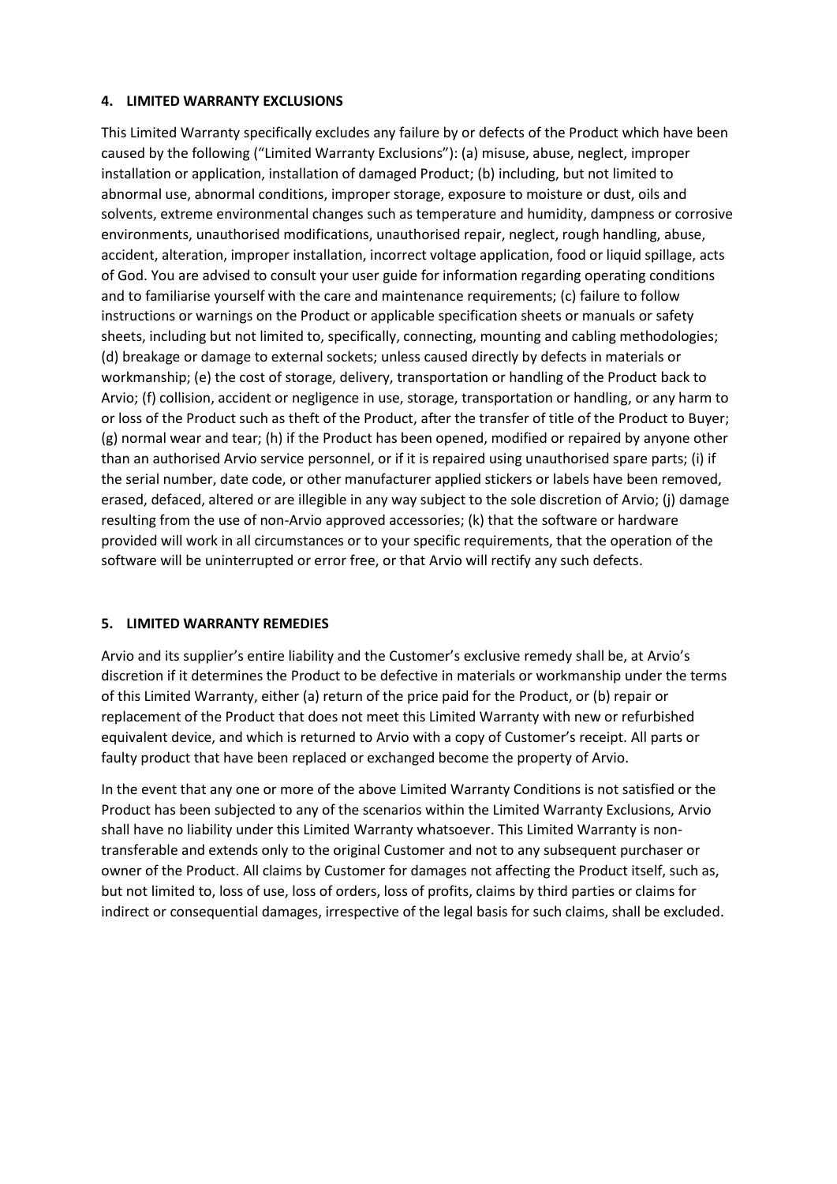## 4. LIMITED WARRANTY EXCLUSIONS

This Limited Warranty specifically excludes any failure by or defects of the Product which have been caused by the following ("Limited Warranty Exclusions"): (a) misuse, abuse, neglect, improper installation or application, installation of damaged Product; (b) including, but not limited to abnormal use, abnormal conditions, improper storage, exposure to moisture or dust, oils and solvents, extreme environmental changes such as temperature and humidity, dampness or corrosive environments, unauthorised modifications, unauthorised repair, neglect, rough handling, abuse, accident, alteration, improper installation, incorrect voltage application, food or liquid spillage, acts of God. You are advised to consult your user guide for information regarding operating conditions and to familiarise yourself with the care and maintenance requirements; (c) failure to follow instructions or warnings on the Product or applicable specification sheets or manuals or safety sheets, including but not limited to, specifically, connecting, mounting and cabling methodologies; (d) breakage or damage to external sockets; unless caused directly by defects in materials or workmanship; (e) the cost of storage, delivery, transportation or handling of the Product back to Arvio; (f) collision, accident or negligence in use, storage, transportation or handling, or any harm to or loss of the Product such as theft of the Product, after the transfer of title of the Product to Buyer; (g) normal wear and tear; (h) if the Product has been opened, modified or repaired by anyone other than an authorised Arvio service personnel, or if it is repaired using unauthorised spare parts; (i) if the serial number, date code, or other manufacturer applied stickers or labels have been removed, erased, defaced, altered or are illegible in any way subject to the sole discretion of Arvio; (j) damage resulting from the use of non-Arvio approved accessories; (k) that the software or hardware provided will work in all circumstances or to your specific requirements, that the operation of the software will be uninterrupted or error free, or that Arvio will rectify any such defects.

## 5. LIMITED WARRANTY REMEDIES

Arvio and its supplier's entire liability and the Customer's exclusive remedy shall be, at Arvio's discretion if it determines the Product to be defective in materials or workmanship under the terms of this Limited Warranty, either (a) return of the price paid for the Product, or (b) repair or replacement of the Product that does not meet this Limited Warranty with new or refurbished equivalent device, and which is returned to Arvio with a copy of Customer's receipt. All parts or faulty product that have been replaced or exchanged become the property of Arvio.

In the event that any one or more of the above Limited Warranty Conditions is not satisfied or the Product has been subjected to any of the scenarios within the Limited Warranty Exclusions, Arvio shall have no liability under this Limited Warranty whatsoever. This Limited Warranty is non-transferable and extends only to the original Customer and not to any subsequent purchaser or owner of the Product. All claims by Customer for damages not affecting the Product itself, such as, but not limited to, loss of use, loss of orders, loss of profits, claims by third parties or claims for indirect or consequential damages, irrespective of the legal basis for such claims, shall be excluded.